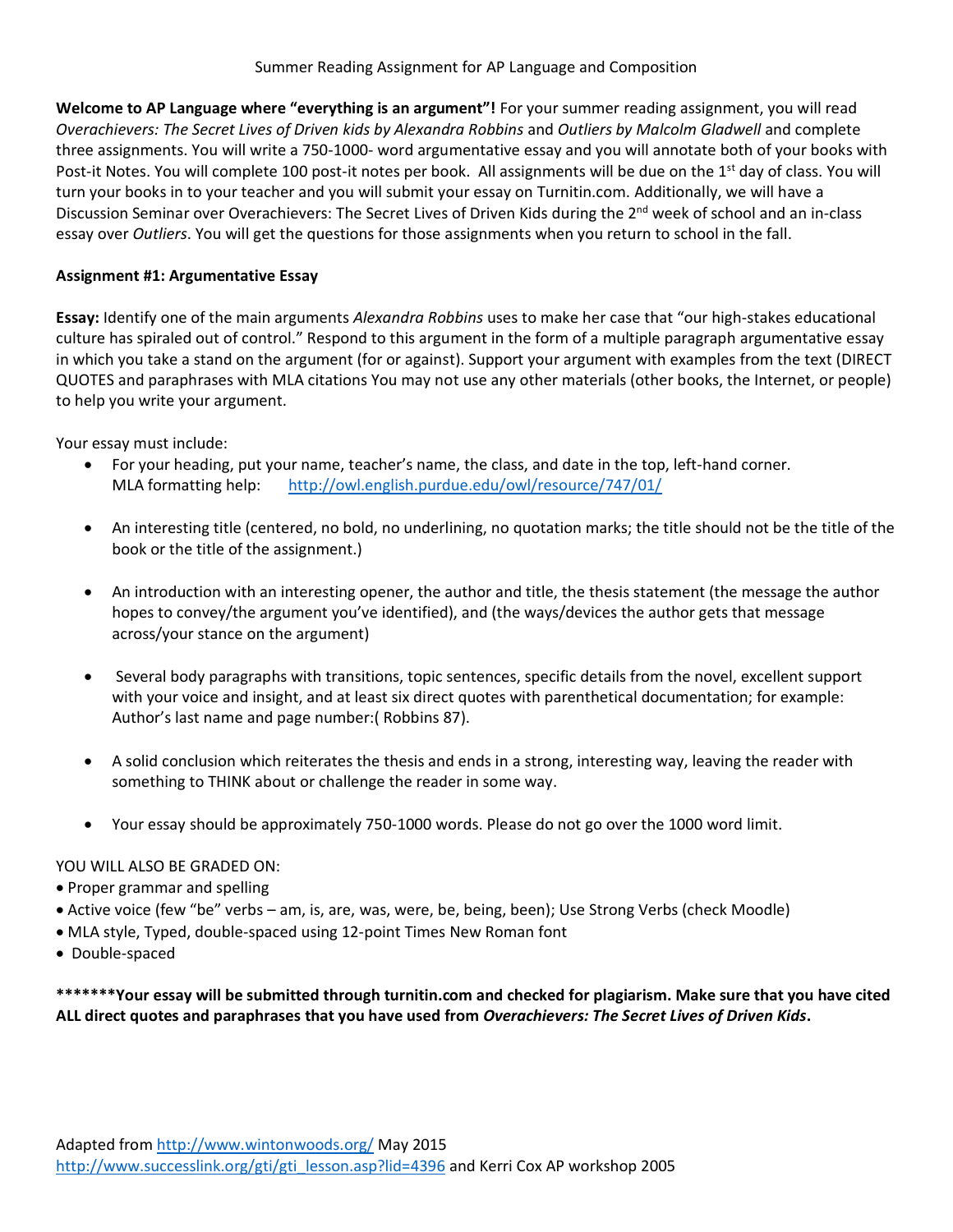# Summer Reading Assignment for AP Language and Composition

**Welcome to AP Language where "everything is an argument"!** For your summer reading assignment, you will read *Overachievers: The Secret Lives of Driven kids by Alexandra Robbins* and *Outliers by Malcolm Gladwell* and complete three assignments. You will write a 750-1000- word argumentative essay and you will annotate both of your books with Post-it Notes. You will complete 100 post-it notes per book. All assignments will be due on the 1st day of class. You will turn your books in to your teacher and you will submit your essay on Turnitin.com. Additionally, we will have a Discussion Seminar over Overachievers: The Secret Lives of Driven Kids during the 2nd week of school and an in-class essay over *Outliers*. You will get the questions for those assignments when you return to school in the fall.

**Assignment #1: Argumentative Essay**

**Essay:** Identify one of the main arguments *Alexandra Robbins* uses to make her case that "our high-stakes educational culture has spiraled out of control." Respond to this argument in the form of a multiple paragraph argumentative essay in which you take a stand on the argument (for or against). Support your argument with examples from the text (DIRECT QUOTES and paraphrases with MLA citations You may not use any other materials (other books, the Internet, or people) to help you write your argument.

Your essay must include:

- For your heading, put your name, teacher's name, the class, and date in the top, left-hand corner. MLA formatting help: http://owl.english.purdue.edu/owl/resource/747/01/
- An interesting title (centered, no bold, no underlining, no quotation marks; the title should not be the title of the book or the title of the assignment.)
- An introduction with an interesting opener, the author and title, the thesis statement (the message the author hopes to convey/the argument you've identified), and (the ways/devices the author gets that message across/your stance on the argument)
- Several body paragraphs with transitions, topic sentences, specific details from the novel, excellent support with your voice and insight, and at least six direct quotes with parenthetical documentation; for example: Author's last name and page number:( Robbins 87).
- A solid conclusion which reiterates the thesis and ends in a strong, interesting way, leaving the reader with something to THINK about or challenge the reader in some way.
- Your essay should be approximately 750-1000 words. Please do not go over the 1000 word limit.

YOU WILL ALSO BE GRADED ON:

- Proper grammar and spelling
- Active voice (few "be" verbs – am, is, are, was, were, be, being, been); Use Strong Verbs (check Moodle)
- MLA style, Typed, double-spaced using 12-point Times New Roman font
- Double-spaced

**\*\*\*\*\*\*\*Your essay will be submitted through turnitin.com and checked for plagiarism. Make sure that you have cited ALL direct quotes and paraphrases that you have used from *Overachievers: The Secret Lives of Driven Kids*.**

Adapted from http://www.wintonwoods.org/ May 2015
http://www.successlink.org/gti/gti_lesson.asp?lid=4396 and Kerri Cox AP workshop 2005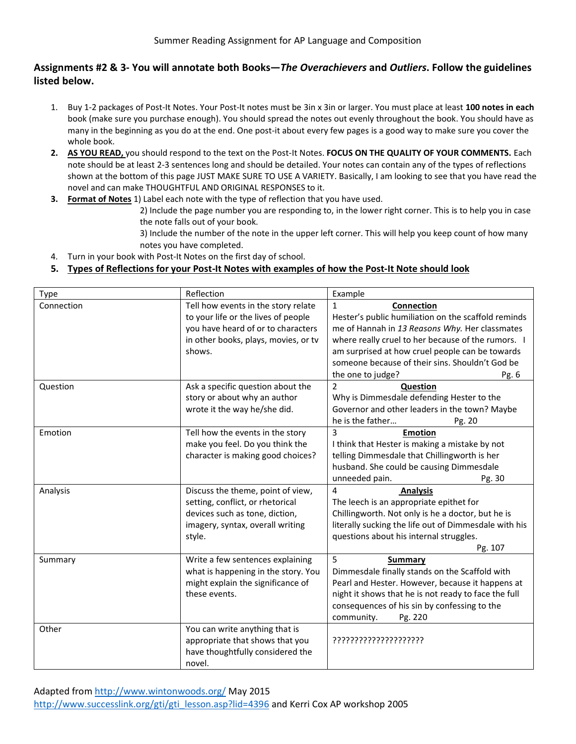Summer Reading Assignment for AP Language and Composition

**Assignments #2 & 3- You will annotate both Books—*The Overachievers* and *Outliers*. Follow the guidelines listed below.**

1. Buy 1-2 packages of Post-It Notes. Your Post-It notes must be 3in x 3in or larger. You must place at least **100 notes in each** book (make sure you purchase enough). You should spread the notes out evenly throughout the book. You should have as many in the beginning as you do at the end. One post-it about every few pages is a good way to make sure you cover the whole book.
2. **AS YOU READ,** you should respond to the text on the Post-It Notes. **FOCUS ON THE QUALITY OF YOUR COMMENTS.** Each note should be at least 2-3 sentences long and should be detailed. Your notes can contain any of the types of reflections shown at the bottom of this page JUST MAKE SURE TO USE A VARIETY. Basically, I am looking to see that you have read the novel and can make THOUGHTFUL AND ORIGINAL RESPONSES to it.
3. **Format of Notes** 1) Label each note with the type of reflection that you have used.
   2) Include the page number you are responding to, in the lower right corner. This is to help you in case the note falls out of your book.
   3) Include the number of the note in the upper left corner. This will help you keep count of how many notes you have completed.
4. Turn in your book with Post-It Notes on the first day of school.
5. **Types of Reflections for your Post-It Notes with examples of how the Post-It Note should look**

| Type | Reflection | Example |
|---|---|---|
| Connection | Tell how events in the story relate to your life or the lives of people you have heard of or to characters in other books, plays, movies, or tv shows. | 1 **Connection** Hester's public humiliation on the scaffold reminds me of Hannah in *13 Reasons Why.* Her classmates where really cruel to her because of the rumors. I am surprised at how cruel people can be towards someone because of their sins. Shouldn't God be the one to judge? Pg. 6 |
| Question | Ask a specific question about the story or about why an author wrote it the way he/she did. | 2 **Question** Why is Dimmesdale defending Hester to the Governor and other leaders in the town? Maybe he is the father… Pg. 20 |
| Emotion | Tell how the events in the story make you feel. Do you think the character is making good choices? | 3 **Emotion** I think that Hester is making a mistake by not telling Dimmesdale that Chillingworth is her husband. She could be causing Dimmesdale unneeded pain. Pg. 30 |
| Analysis | Discuss the theme, point of view, setting, conflict, or rhetorical devices such as tone, diction, imagery, syntax, overall writing style. | 4 **Analysis** The leech is an appropriate epithet for Chillingworth. Not only is he a doctor, but he is literally sucking the life out of Dimmesdale with his questions about his internal struggles. Pg. 107 |
| Summary | Write a few sentences explaining what is happening in the story. You might explain the significance of these events. | 5 **Summary** Dimmesdale finally stands on the Scaffold with Pearl and Hester. However, because it happens at night it shows that he is not ready to face the full consequences of his sin by confessing to the community. Pg. 220 |
| Other | You can write anything that is appropriate that shows that you have thoughtfully considered the novel. | ???????????????????? |

Adapted from http://www.wintonwoods.org/ May 2015
http://www.successlink.org/gti/gti_lesson.asp?lid=4396 and Kerri Cox AP workshop 2005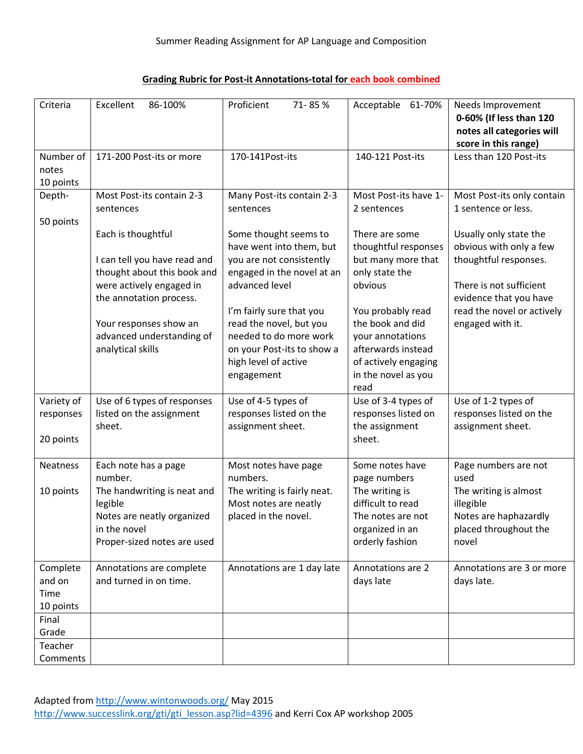Summer Reading Assignment for AP Language and Composition

**Grading Rubric for Post-it Annotations-total for each book combined**

| Criteria | Excellent 86-100% | Proficient 71- 85 % | Acceptable 61-70% | Needs Improvement **0-60% (If less than 120 notes all categories will score in this range)** |
|---|---|---|---|---|
| Number of notes 10 points | 171-200 Post-its or more | 170-141Post-its | 140-121 Post-its | Less than 120 Post-its |
| Depth- 50 points | Most Post-its contain 2-3 sentences<br><br>Each is thoughtful<br><br>I can tell you have read and thought about this book and were actively engaged in the annotation process.<br><br>Your responses show an advanced understanding of analytical skills | Many Post-its contain 2-3 sentences<br><br>Some thought seems to have went into them, but you are not consistently engaged in the novel at an advanced level<br><br>I'm fairly sure that you read the novel, but you needed to do more work on your Post-its to show a high level of active engagement | Most Post-its have 1-2 sentences<br><br>There are some thoughtful responses but many more that only state the obvious<br><br>You probably read the book and did your annotations afterwards instead of actively engaging in the novel as you read | Most Post-its only contain 1 sentence or less.<br><br>Usually only state the obvious with only a few thoughtful responses.<br><br>There is not sufficient evidence that you have read the novel or actively engaged with it. |
| Variety of responses 20 points | Use of 6 types of responses listed on the assignment sheet. | Use of 4-5 types of responses listed on the assignment sheet. | Use of 3-4 types of responses listed on the assignment sheet. | Use of 1-2 types of responses listed on the assignment sheet. |
| Neatness 10 points | Each note has a page number.<br>The handwriting is neat and legible<br>Notes are neatly organized in the novel<br>Proper-sized notes are used | Most notes have page numbers.<br>The writing is fairly neat.<br>Most notes are neatly placed in the novel. | Some notes have page numbers<br>The writing is difficult to read<br>The notes are not organized in an orderly fashion | Page numbers are not used<br>The writing is almost illegible<br>Notes are haphazardly placed throughout the novel |
| Complete and on Time 10 points | Annotations are complete and turned in on time. | Annotations are 1 day late | Annotations are 2 days late | Annotations are 3 or more days late. |
| Final Grade | | | | |
| Teacher Comments | | | | |

Adapted from http://www.wintonwoods.org/ May 2015
http://www.successlink.org/gti/gti_lesson.asp?lid=4396 and Kerri Cox AP workshop 2005